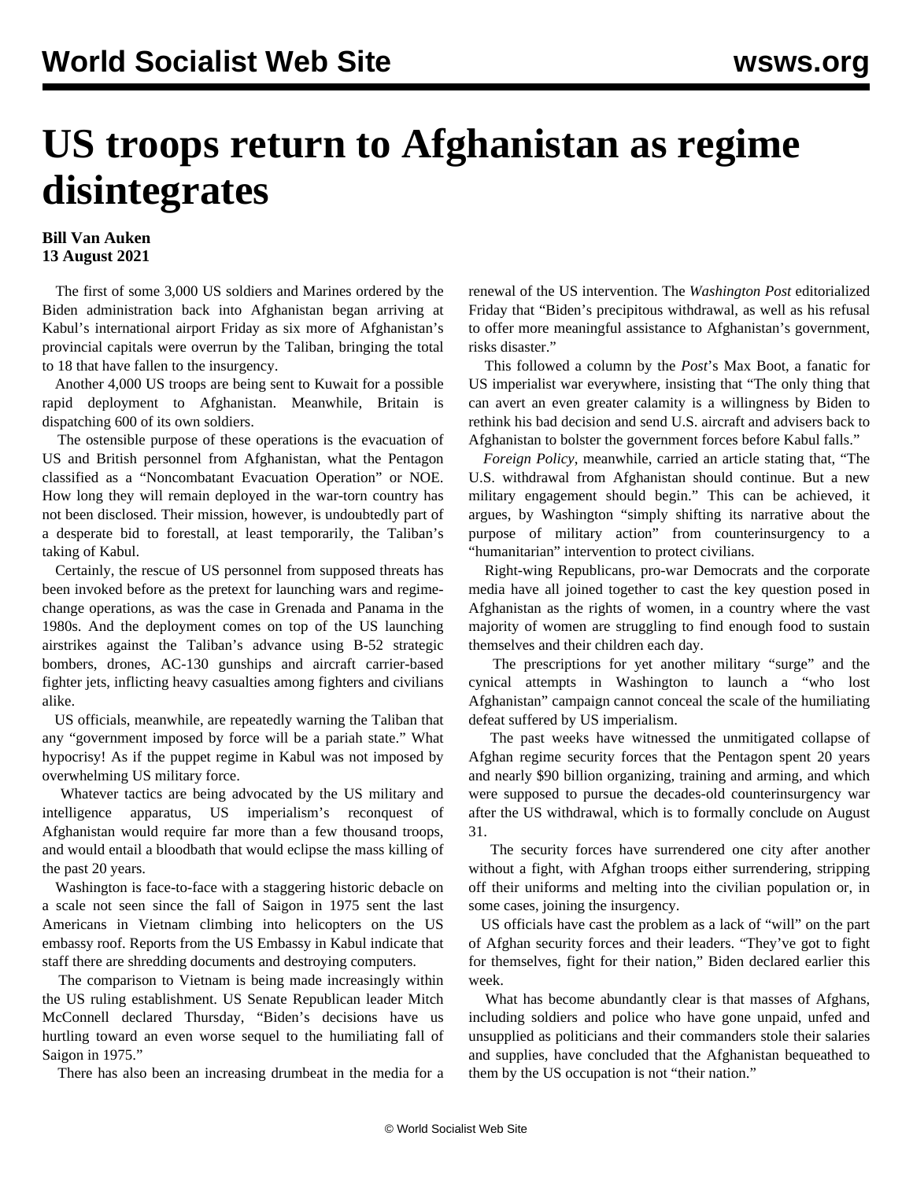# US troops return to Afghanistan as regime disintegrates

**Bill Van Auken**
**13 August 2021**

The first of some 3,000 US soldiers and Marines ordered by the Biden administration back into Afghanistan began arriving at Kabul's international airport Friday as six more of Afghanistan's provincial capitals were overrun by the Taliban, bringing the total to 18 that have fallen to the insurgency.

Another 4,000 US troops are being sent to Kuwait for a possible rapid deployment to Afghanistan. Meanwhile, Britain is dispatching 600 of its own soldiers.

The ostensible purpose of these operations is the evacuation of US and British personnel from Afghanistan, what the Pentagon classified as a "Noncombatant Evacuation Operation" or NOE. How long they will remain deployed in the war-torn country has not been disclosed. Their mission, however, is undoubtedly part of a desperate bid to forestall, at least temporarily, the Taliban's taking of Kabul.

Certainly, the rescue of US personnel from supposed threats has been invoked before as the pretext for launching wars and regime-change operations, as was the case in Grenada and Panama in the 1980s. And the deployment comes on top of the US launching airstrikes against the Taliban's advance using B-52 strategic bombers, drones, AC-130 gunships and aircraft carrier-based fighter jets, inflicting heavy casualties among fighters and civilians alike.

US officials, meanwhile, are repeatedly warning the Taliban that any "government imposed by force will be a pariah state." What hypocrisy! As if the puppet regime in Kabul was not imposed by overwhelming US military force.

Whatever tactics are being advocated by the US military and intelligence apparatus, US imperialism's reconquest of Afghanistan would require far more than a few thousand troops, and would entail a bloodbath that would eclipse the mass killing of the past 20 years.

Washington is face-to-face with a staggering historic debacle on a scale not seen since the fall of Saigon in 1975 sent the last Americans in Vietnam climbing into helicopters on the US embassy roof. Reports from the US Embassy in Kabul indicate that staff there are shredding documents and destroying computers.

The comparison to Vietnam is being made increasingly within the US ruling establishment. US Senate Republican leader Mitch McConnell declared Thursday, "Biden's decisions have us hurtling toward an even worse sequel to the humiliating fall of Saigon in 1975."

There has also been an increasing drumbeat in the media for a renewal of the US intervention. The *Washington Post* editorialized Friday that "Biden's precipitous withdrawal, as well as his refusal to offer more meaningful assistance to Afghanistan's government, risks disaster."

This followed a column by the *Post*'s Max Boot, a fanatic for US imperialist war everywhere, insisting that "The only thing that can avert an even greater calamity is a willingness by Biden to rethink his bad decision and send U.S. aircraft and advisers back to Afghanistan to bolster the government forces before Kabul falls."

*Foreign Policy*, meanwhile, carried an article stating that, "The U.S. withdrawal from Afghanistan should continue. But a new military engagement should begin." This can be achieved, it argues, by Washington "simply shifting its narrative about the purpose of military action" from counterinsurgency to a "humanitarian" intervention to protect civilians.

Right-wing Republicans, pro-war Democrats and the corporate media have all joined together to cast the key question posed in Afghanistan as the rights of women, in a country where the vast majority of women are struggling to find enough food to sustain themselves and their children each day.

The prescriptions for yet another military "surge" and the cynical attempts in Washington to launch a "who lost Afghanistan" campaign cannot conceal the scale of the humiliating defeat suffered by US imperialism.

The past weeks have witnessed the unmitigated collapse of Afghan regime security forces that the Pentagon spent 20 years and nearly $90 billion organizing, training and arming, and which were supposed to pursue the decades-old counterinsurgency war after the US withdrawal, which is to formally conclude on August 31.

The security forces have surrendered one city after another without a fight, with Afghan troops either surrendering, stripping off their uniforms and melting into the civilian population or, in some cases, joining the insurgency.

US officials have cast the problem as a lack of "will" on the part of Afghan security forces and their leaders. "They've got to fight for themselves, fight for their nation," Biden declared earlier this week.

What has become abundantly clear is that masses of Afghans, including soldiers and police who have gone unpaid, unfed and unsupplied as politicians and their commanders stole their salaries and supplies, have concluded that the Afghanistan bequeathed to them by the US occupation is not "their nation."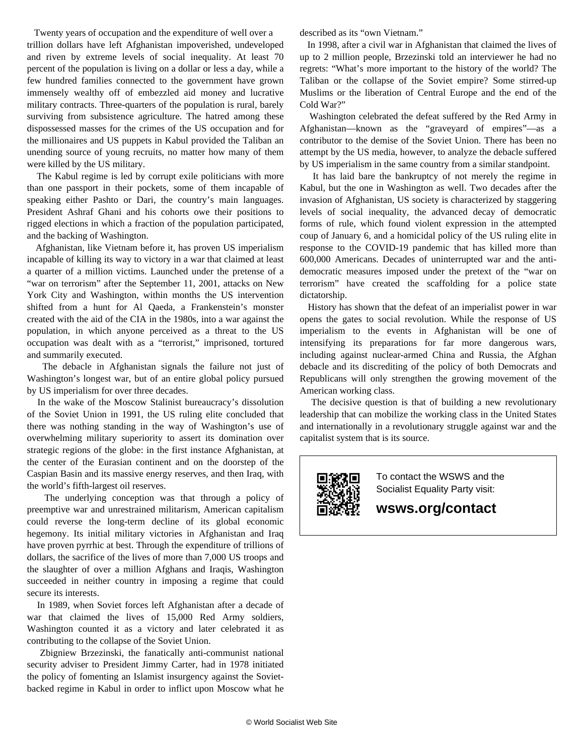Twenty years of occupation and the expenditure of well over a trillion dollars have left Afghanistan impoverished, undeveloped and riven by extreme levels of social inequality. At least 70 percent of the population is living on a dollar or less a day, while a few hundred families connected to the government have grown immensely wealthy off of embezzled aid money and lucrative military contracts. Three-quarters of the population is rural, barely surviving from subsistence agriculture. The hatred among these dispossessed masses for the crimes of the US occupation and for the millionaires and US puppets in Kabul provided the Taliban an unending source of young recruits, no matter how many of them were killed by the US military.

The Kabul regime is led by corrupt exile politicians with more than one passport in their pockets, some of them incapable of speaking either Pashto or Dari, the country's main languages. President Ashraf Ghani and his cohorts owe their positions to rigged elections in which a fraction of the population participated, and the backing of Washington.

Afghanistan, like Vietnam before it, has proven US imperialism incapable of killing its way to victory in a war that claimed at least a quarter of a million victims. Launched under the pretense of a "war on terrorism" after the September 11, 2001, attacks on New York City and Washington, within months the US intervention shifted from a hunt for Al Qaeda, a Frankenstein's monster created with the aid of the CIA in the 1980s, into a war against the population, in which anyone perceived as a threat to the US occupation was dealt with as a "terrorist," imprisoned, tortured and summarily executed.

The debacle in Afghanistan signals the failure not just of Washington's longest war, but of an entire global policy pursued by US imperialism for over three decades.

In the wake of the Moscow Stalinist bureaucracy's dissolution of the Soviet Union in 1991, the US ruling elite concluded that there was nothing standing in the way of Washington's use of overwhelming military superiority to assert its domination over strategic regions of the globe: in the first instance Afghanistan, at the center of the Eurasian continent and on the doorstep of the Caspian Basin and its massive energy reserves, and then Iraq, with the world's fifth-largest oil reserves.

The underlying conception was that through a policy of preemptive war and unrestrained militarism, American capitalism could reverse the long-term decline of its global economic hegemony. Its initial military victories in Afghanistan and Iraq have proven pyrrhic at best. Through the expenditure of trillions of dollars, the sacrifice of the lives of more than 7,000 US troops and the slaughter of over a million Afghans and Iraqis, Washington succeeded in neither country in imposing a regime that could secure its interests.

In 1989, when Soviet forces left Afghanistan after a decade of war that claimed the lives of 15,000 Red Army soldiers, Washington counted it as a victory and later celebrated it as contributing to the collapse of the Soviet Union.

Zbigniew Brzezinski, the fanatically anti-communist national security adviser to President Jimmy Carter, had in 1978 initiated the policy of fomenting an Islamist insurgency against the Soviet-backed regime in Kabul in order to inflict upon Moscow what he described as its "own Vietnam."

In 1998, after a civil war in Afghanistan that claimed the lives of up to 2 million people, Brzezinski told an interviewer he had no regrets: "What's more important to the history of the world? The Taliban or the collapse of the Soviet empire? Some stirred-up Muslims or the liberation of Central Europe and the end of the Cold War?"

Washington celebrated the defeat suffered by the Red Army in Afghanistan—known as the "graveyard of empires"—as a contributor to the demise of the Soviet Union. There has been no attempt by the US media, however, to analyze the debacle suffered by US imperialism in the same country from a similar standpoint.

It has laid bare the bankruptcy of not merely the regime in Kabul, but the one in Washington as well. Two decades after the invasion of Afghanistan, US society is characterized by staggering levels of social inequality, the advanced decay of democratic forms of rule, which found violent expression in the attempted coup of January 6, and a homicidal policy of the US ruling elite in response to the COVID-19 pandemic that has killed more than 600,000 Americans. Decades of uninterrupted war and the anti-democratic measures imposed under the pretext of the "war on terrorism" have created the scaffolding for a police state dictatorship.

History has shown that the defeat of an imperialist power in war opens the gates to social revolution. While the response of US imperialism to the events in Afghanistan will be one of intensifying its preparations for far more dangerous wars, including against nuclear-armed China and Russia, the Afghan debacle and its discrediting of the policy of both Democrats and Republicans will only strengthen the growing movement of the American working class.

The decisive question is that of building a new revolutionary leadership that can mobilize the working class in the United States and internationally in a revolutionary struggle against war and the capitalist system that is its source.

To contact the WSWS and the Socialist Equality Party visit:

**wsws.org/contact**